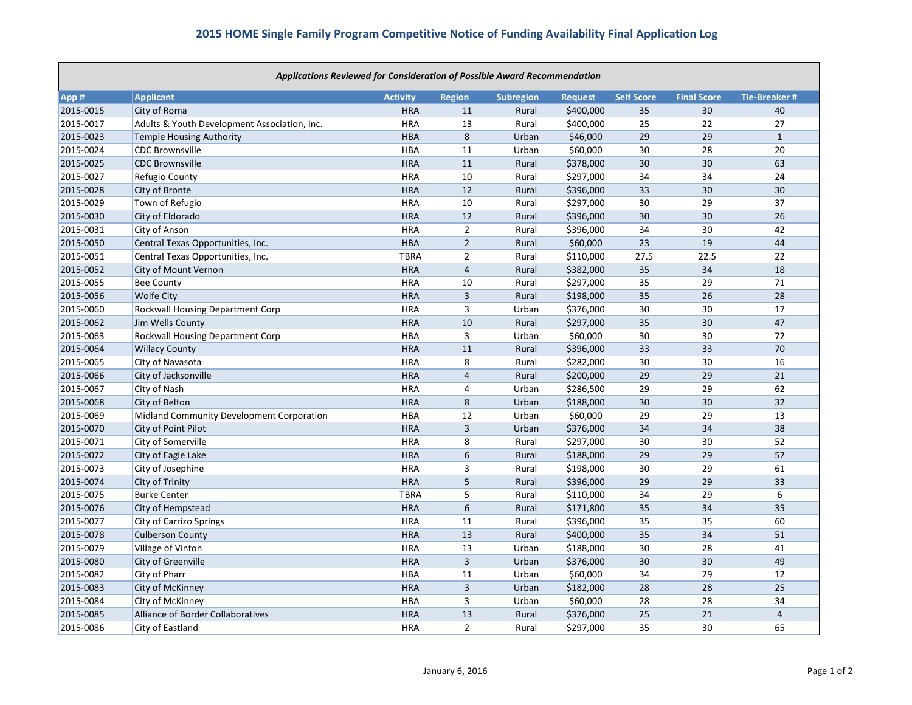# 2015 HOME Single Family Program Competitive Notice of Funding Availability Final Application Log

| *Applications Reviewed for Consideration of Possible Award Recommendation* | | | | | | | | |
|---|---|---|---|---|---|---|---|---|
| App # | Applicant | Activity | Region | Subregion | Request | Self Score | Final Score | Tie-Breaker # |
| 2015-0015 | City of Roma | HRA | 11 | Rural | $400,000 | 35 | 30 | 40 |
| 2015-0017 | Adults & Youth Development Association, Inc. | HRA | 13 | Rural | $400,000 | 25 | 22 | 27 |
| 2015-0023 | Temple Housing Authority | HBA | 8 | Urban | $46,000 | 29 | 29 | 1 |
| 2015-0024 | CDC Brownsville | HBA | 11 | Urban | $60,000 | 30 | 28 | 20 |
| 2015-0025 | CDC Brownsville | HRA | 11 | Rural | $378,000 | 30 | 30 | 63 |
| 2015-0027 | Refugio County | HRA | 10 | Rural | $297,000 | 34 | 34 | 24 |
| 2015-0028 | City of Bronte | HRA | 12 | Rural | $396,000 | 33 | 30 | 30 |
| 2015-0029 | Town of Refugio | HRA | 10 | Rural | $297,000 | 30 | 29 | 37 |
| 2015-0030 | City of Eldorado | HRA | 12 | Rural | $396,000 | 30 | 30 | 26 |
| 2015-0031 | City of Anson | HRA | 2 | Rural | $396,000 | 34 | 30 | 42 |
| 2015-0050 | Central Texas Opportunities, Inc. | HBA | 2 | Rural | $60,000 | 23 | 19 | 44 |
| 2015-0051 | Central Texas Opportunities, Inc. | TBRA | 2 | Rural | $110,000 | 27.5 | 22.5 | 22 |
| 2015-0052 | City of Mount Vernon | HRA | 4 | Rural | $382,000 | 35 | 34 | 18 |
| 2015-0055 | Bee County | HRA | 10 | Rural | $297,000 | 35 | 29 | 71 |
| 2015-0056 | Wolfe City | HRA | 3 | Rural | $198,000 | 35 | 26 | 28 |
| 2015-0060 | Rockwall Housing Department Corp | HRA | 3 | Urban | $376,000 | 30 | 30 | 17 |
| 2015-0062 | Jim Wells County | HRA | 10 | Rural | $297,000 | 35 | 30 | 47 |
| 2015-0063 | Rockwall Housing Department Corp | HBA | 3 | Urban | $60,000 | 30 | 30 | 72 |
| 2015-0064 | Willacy County | HRA | 11 | Rural | $396,000 | 33 | 33 | 70 |
| 2015-0065 | City of Navasota | HRA | 8 | Rural | $282,000 | 30 | 30 | 16 |
| 2015-0066 | City of Jacksonville | HRA | 4 | Rural | $200,000 | 29 | 29 | 21 |
| 2015-0067 | City of Nash | HRA | 4 | Urban | $286,500 | 29 | 29 | 62 |
| 2015-0068 | City of Belton | HRA | 8 | Urban | $188,000 | 30 | 30 | 32 |
| 2015-0069 | Midland Community Development Corporation | HBA | 12 | Urban | $60,000 | 29 | 29 | 13 |
| 2015-0070 | City of Point Pilot | HRA | 3 | Urban | $376,000 | 34 | 34 | 38 |
| 2015-0071 | City of Somerville | HRA | 8 | Rural | $297,000 | 30 | 30 | 52 |
| 2015-0072 | City of Eagle Lake | HRA | 6 | Rural | $188,000 | 29 | 29 | 57 |
| 2015-0073 | City of Josephine | HRA | 3 | Rural | $198,000 | 30 | 29 | 61 |
| 2015-0074 | City of Trinity | HRA | 5 | Rural | $396,000 | 29 | 29 | 33 |
| 2015-0075 | Burke Center | TBRA | 5 | Rural | $110,000 | 34 | 29 | 6 |
| 2015-0076 | City of Hempstead | HRA | 6 | Rural | $171,800 | 35 | 34 | 35 |
| 2015-0077 | City of Carrizo Springs | HRA | 11 | Rural | $396,000 | 35 | 35 | 60 |
| 2015-0078 | Culberson County | HRA | 13 | Rural | $400,000 | 35 | 34 | 51 |
| 2015-0079 | Village of Vinton | HRA | 13 | Urban | $188,000 | 30 | 28 | 41 |
| 2015-0080 | City of Greenville | HRA | 3 | Urban | $376,000 | 30 | 30 | 49 |
| 2015-0082 | City of Pharr | HBA | 11 | Urban | $60,000 | 34 | 29 | 12 |
| 2015-0083 | City of McKinney | HRA | 3 | Urban | $182,000 | 28 | 28 | 25 |
| 2015-0084 | City of McKinney | HBA | 3 | Urban | $60,000 | 28 | 28 | 34 |
| 2015-0085 | Alliance of Border Collaboratives | HRA | 13 | Rural | $376,000 | 25 | 21 | 4 |
| 2015-0086 | City of Eastland | HRA | 2 | Rural | $297,000 | 35 | 30 | 65 |

January 6, 2016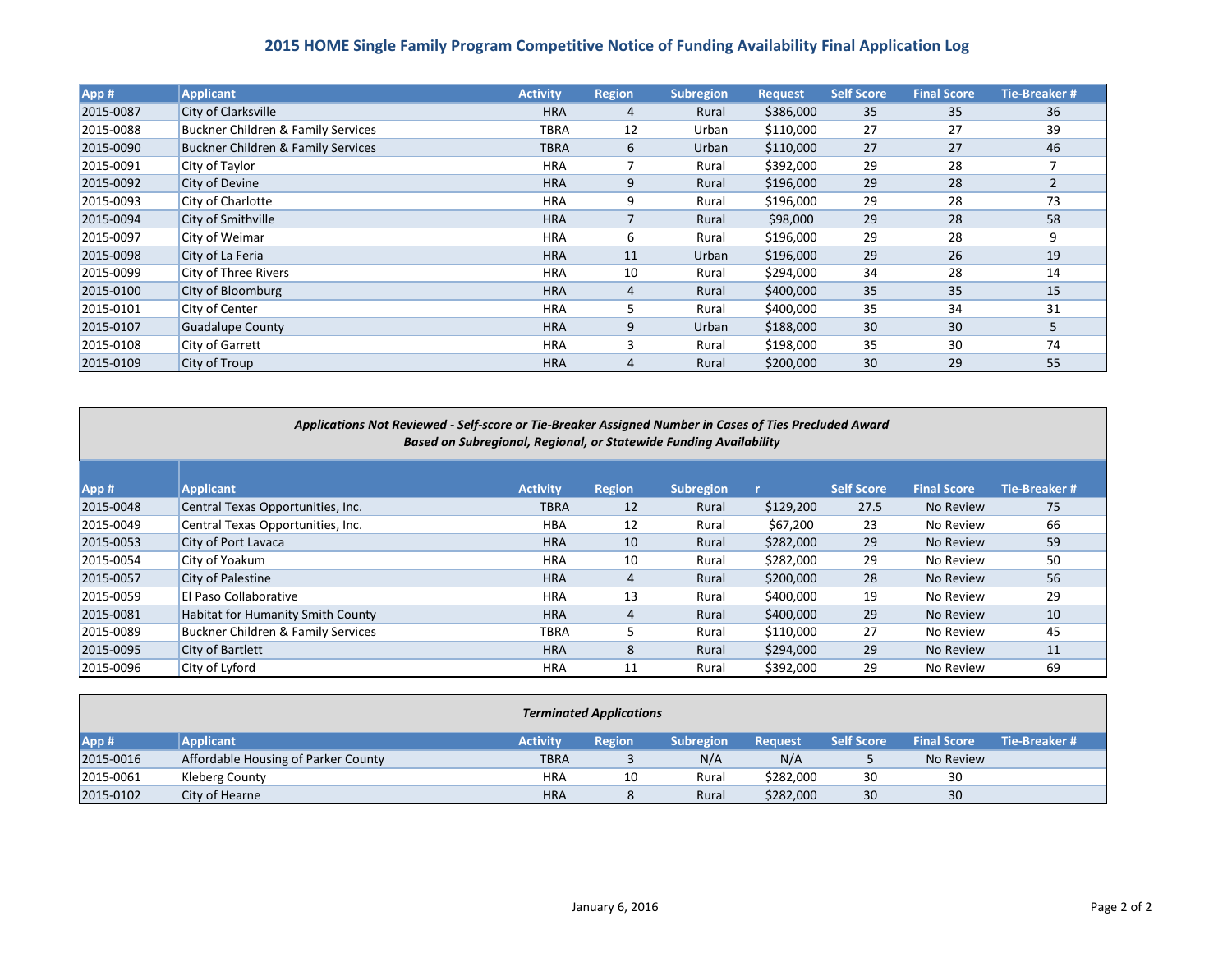# 2015 HOME Single Family Program Competitive Notice of Funding Availability Final Application Log

| App # | Applicant | Activity | Region | Subregion | Request | Self Score | Final Score | Tie-Breaker # |
|---|---|---|---|---|---|---|---|---|
| 2015-0087 | City of Clarksville | HRA | 4 | Rural | $386,000 | 35 | 35 | 36 |
| 2015-0088 | Buckner Children & Family Services | TBRA | 12 | Urban | $110,000 | 27 | 27 | 39 |
| 2015-0090 | Buckner Children & Family Services | TBRA | 6 | Urban | $110,000 | 27 | 27 | 46 |
| 2015-0091 | City of Taylor | HRA | 7 | Rural | $392,000 | 29 | 28 | 7 |
| 2015-0092 | City of Devine | HRA | 9 | Rural | $196,000 | 29 | 28 | 2 |
| 2015-0093 | City of Charlotte | HRA | 9 | Rural | $196,000 | 29 | 28 | 73 |
| 2015-0094 | City of Smithville | HRA | 7 | Rural | $98,000 | 29 | 28 | 58 |
| 2015-0097 | City of Weimar | HRA | 6 | Rural | $196,000 | 29 | 28 | 9 |
| 2015-0098 | City of La Feria | HRA | 11 | Urban | $196,000 | 29 | 26 | 19 |
| 2015-0099 | City of Three Rivers | HRA | 10 | Rural | $294,000 | 34 | 28 | 14 |
| 2015-0100 | City of Bloomburg | HRA | 4 | Rural | $400,000 | 35 | 35 | 15 |
| 2015-0101 | City of Center | HRA | 5 | Rural | $400,000 | 35 | 34 | 31 |
| 2015-0107 | Guadalupe County | HRA | 9 | Urban | $188,000 | 30 | 30 | 5 |
| 2015-0108 | City of Garrett | HRA | 3 | Rural | $198,000 | 35 | 30 | 74 |
| 2015-0109 | City of Troup | HRA | 4 | Rural | $200,000 | 30 | 29 | 55 |

***Applications Not Reviewed - Self-score or Tie-Breaker Assigned Number in Cases of Ties Precluded Award Based on Subregional, Regional, or Statewide Funding Availability***

| App # | Applicant | Activity | Region | Subregion | r | Self Score | Final Score | Tie-Breaker # |
|---|---|---|---|---|---|---|---|---|
| 2015-0048 | Central Texas Opportunities, Inc. | TBRA | 12 | Rural | $129,200 | 27.5 | No Review | 75 |
| 2015-0049 | Central Texas Opportunities, Inc. | HBA | 12 | Rural | $67,200 | 23 | No Review | 66 |
| 2015-0053 | City of Port Lavaca | HRA | 10 | Rural | $282,000 | 29 | No Review | 59 |
| 2015-0054 | City of Yoakum | HRA | 10 | Rural | $282,000 | 29 | No Review | 50 |
| 2015-0057 | City of Palestine | HRA | 4 | Rural | $200,000 | 28 | No Review | 56 |
| 2015-0059 | El Paso Collaborative | HRA | 13 | Rural | $400,000 | 19 | No Review | 29 |
| 2015-0081 | Habitat for Humanity Smith County | HRA | 4 | Rural | $400,000 | 29 | No Review | 10 |
| 2015-0089 | Buckner Children & Family Services | TBRA | 5 | Rural | $110,000 | 27 | No Review | 45 |
| 2015-0095 | City of Bartlett | HRA | 8 | Rural | $294,000 | 29 | No Review | 11 |
| 2015-0096 | City of Lyford | HRA | 11 | Rural | $392,000 | 29 | No Review | 69 |

***Terminated Applications***

| App # | Applicant | Activity | Region | Subregion | Request | Self Score | Final Score | Tie-Breaker # |
|---|---|---|---|---|---|---|---|---|
| 2015-0016 | Affordable Housing of Parker County | TBRA | 3 | N/A | N/A | 5 | No Review | |
| 2015-0061 | Kleberg County | HRA | 10 | Rural | $282,000 | 30 | 30 | |
| 2015-0102 | City of Hearne | HRA | 8 | Rural | $282,000 | 30 | 30 | |

January 6, 2016